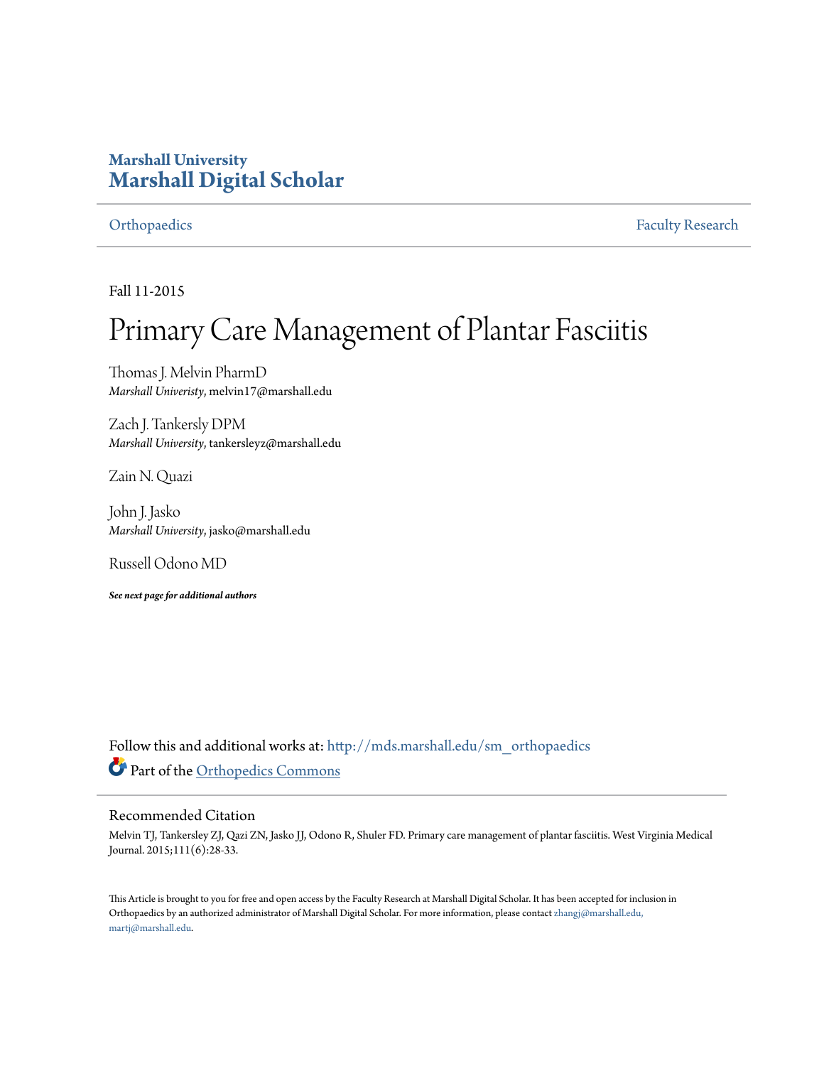# Marshall University
# Marshall Digital Scholar

Orthopaedics | Faculty Research

Fall 11-2015

# Primary Care Management of Plantar Fasciitis

Thomas J. Melvin PharmD
*Marshall Univeristy*, melvin17@marshall.edu

Zach J. Tankersly DPM
*Marshall University*, tankersleyz@marshall.edu

Zain N. Quazi

John J. Jasko
*Marshall University*, jasko@marshall.edu

Russell Odono MD

***See next page for additional authors***

Follow this and additional works at: http://mds.marshall.edu/sm_orthopaedics

Part of the Orthopedics Commons

## Recommended Citation

Melvin TJ, Tankersley ZJ, Qazi ZN, Jasko JJ, Odono R, Shuler FD. Primary care management of plantar fasciitis. West Virginia Medical Journal. 2015;111(6):28-33.

This Article is brought to you for free and open access by the Faculty Research at Marshall Digital Scholar. It has been accepted for inclusion in Orthopaedics by an authorized administrator of Marshall Digital Scholar. For more information, please contact zhangj@marshall.edu, martj@marshall.edu.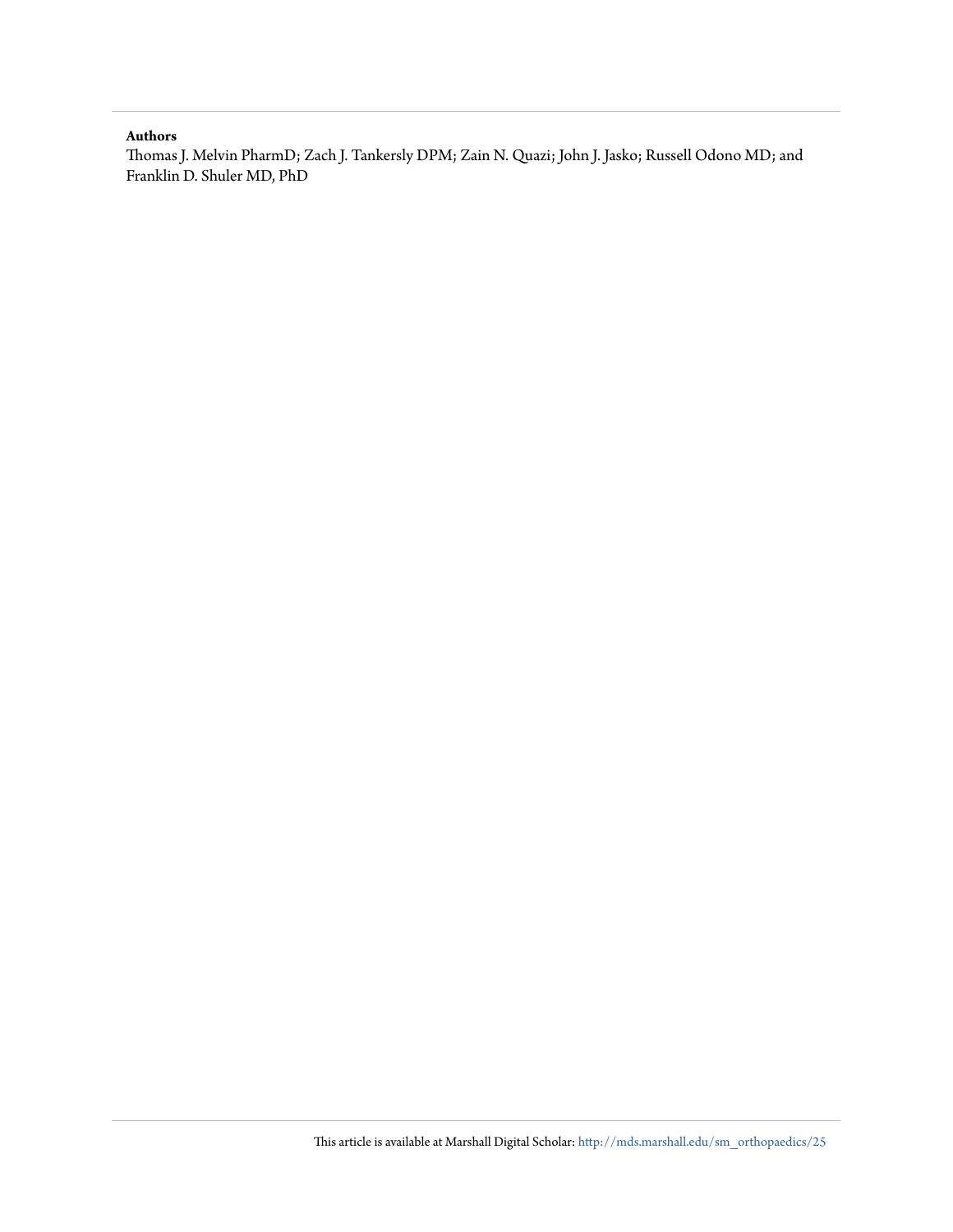**Authors**

Thomas J. Melvin PharmD; Zach J. Tankersly DPM; Zain N. Quazi; John J. Jasko; Russell Odono MD; and Franklin D. Shuler MD, PhD

This article is available at Marshall Digital Scholar: http://mds.marshall.edu/sm_orthopaedics/25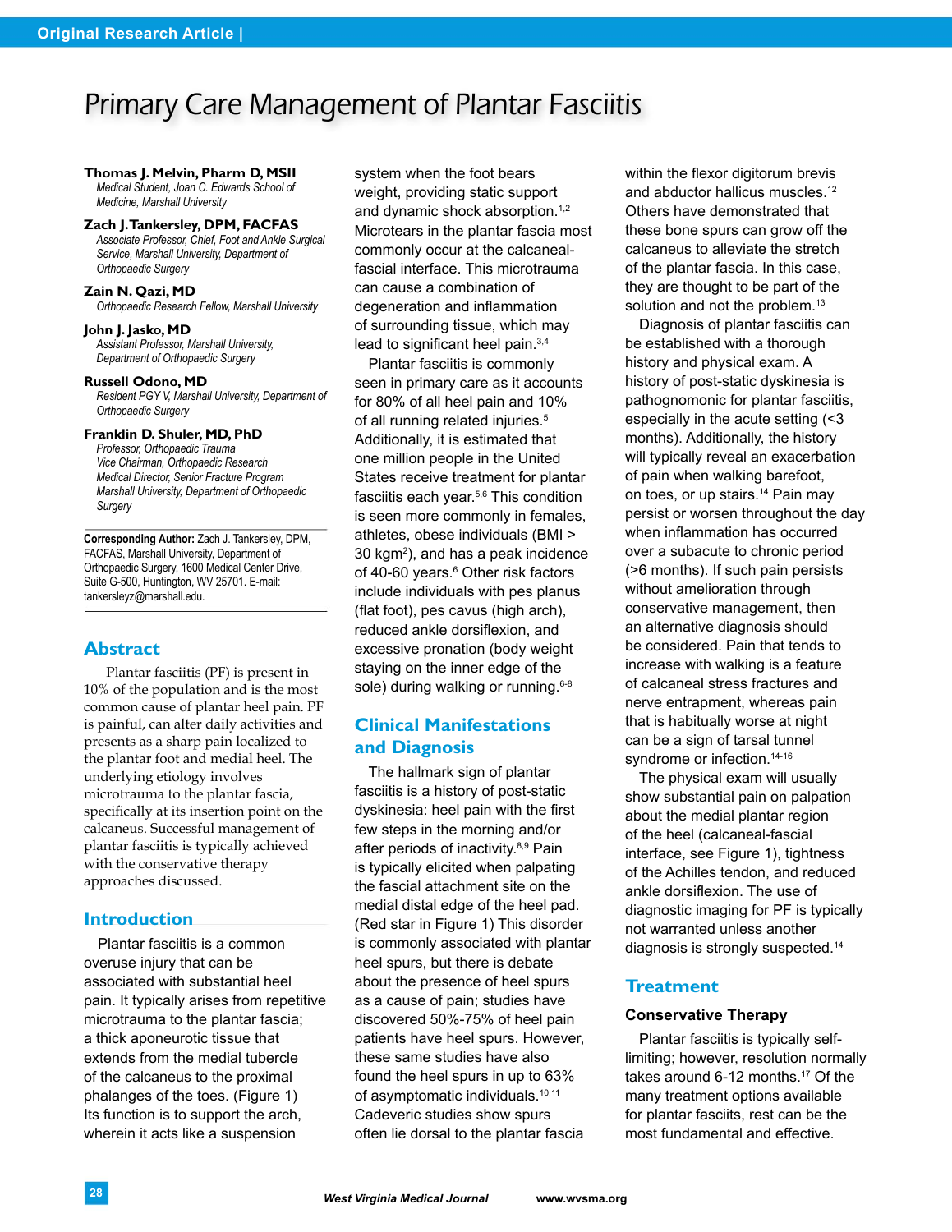# Primary Care Management of Plantar Fasciitis

**Thomas J. Melvin, Pharm D, MSII**
*Medical Student, Joan C. Edwards School of Medicine, Marshall University*

**Zach J. Tankersley, DPM, FACFAS**
*Associate Professor, Chief, Foot and Ankle Surgical Service, Marshall University, Department of Orthopaedic Surgery*

**Zain N. Qazi, MD**
*Orthopaedic Research Fellow, Marshall University*

**John J. Jasko, MD**
*Assistant Professor, Marshall University, Department of Orthopaedic Surgery*

**Russell Odono, MD**
*Resident PGY V, Marshall University, Department of Orthopaedic Surgery*

**Franklin D. Shuler, MD, PhD**
*Professor, Orthopaedic Trauma*
*Vice Chairman, Orthopaedic Research*
*Medical Director, Senior Fracture Program*
*Marshall University, Department of Orthopaedic Surgery*

**Corresponding Author:** Zach J. Tankersley, DPM, FACFAS, Marshall University, Department of Orthopaedic Surgery, 1600 Medical Center Drive, Suite G-500, Huntington, WV 25701. E-mail: tankersleyz@marshall.edu.

## Abstract

Plantar fasciitis (PF) is present in 10% of the population and is the most common cause of plantar heel pain. PF is painful, can alter daily activities and presents as a sharp pain localized to the plantar foot and medial heel. The underlying etiology involves microtrauma to the plantar fascia, specifically at its insertion point on the calcaneus. Successful management of plantar fasciitis is typically achieved with the conservative therapy approaches discussed.

## Introduction

Plantar fasciitis is a common overuse injury that can be associated with substantial heel pain. It typically arises from repetitive microtrauma to the plantar fascia; a thick aponeurotic tissue that extends from the medial tubercle of the calcaneus to the proximal phalanges of the toes. (Figure 1) Its function is to support the arch, wherein it acts like a suspension system when the foot bears weight, providing static support and dynamic shock absorption.[1,2] Microtears in the plantar fascia most commonly occur at the calcaneal-fascial interface. This microtrauma can cause a combination of degeneration and inflammation of surrounding tissue, which may lead to significant heel pain.[3,4]

Plantar fasciitis is commonly seen in primary care as it accounts for 80% of all heel pain and 10% of all running related injuries.[5] Additionally, it is estimated that one million people in the United States receive treatment for plantar fasciitis each year.[5,6] This condition is seen more commonly in females, athletes, obese individuals (BMI > 30 kgm$^2$), and has a peak incidence of 40-60 years.[6] Other risk factors include individuals with pes planus (flat foot), pes cavus (high arch), reduced ankle dorsiflexion, and excessive pronation (body weight staying on the inner edge of the sole) during walking or running.[6-8]

## Clinical Manifestations and Diagnosis

The hallmark sign of plantar fasciitis is a history of post-static dyskinesia: heel pain with the first few steps in the morning and/or after periods of inactivity.[8,9] Pain is typically elicited when palpating the fascial attachment site on the medial distal edge of the heel pad. (Red star in Figure 1) This disorder is commonly associated with plantar heel spurs, but there is debate about the presence of heel spurs as a cause of pain; studies have discovered 50%-75% of heel pain patients have heel spurs. However, these same studies have also found the heel spurs in up to 63% of asymptomatic individuals.[10,11] Cadeveric studies show spurs often lie dorsal to the plantar fascia within the flexor digitorum brevis and abductor hallucis muscles.[12] Others have demonstrated that these bone spurs can grow off the calcaneus to alleviate the stretch of the plantar fascia. In this case, they are thought to be part of the solution and not the problem.[13]

Diagnosis of plantar fasciitis can be established with a thorough history and physical exam. A history of post-static dyskinesia is pathognomonic for plantar fasciitis, especially in the acute setting (<3 months). Additionally, the history will typically reveal an exacerbation of pain when walking barefoot, on toes, or up stairs.[14] Pain may persist or worsen throughout the day when inflammation has occurred over a subacute to chronic period (>6 months). If such pain persists without amelioration through conservative management, then an alternative diagnosis should be considered. Pain that tends to increase with walking is a feature of calcaneal stress fractures and nerve entrapment, whereas pain that is habitually worse at night can be a sign of tarsal tunnel syndrome or infection.[14-16]

The physical exam will usually show substantial pain on palpation about the medial plantar region of the heel (calcaneal-fascial interface, see Figure 1), tightness of the Achilles tendon, and reduced ankle dorsiflexion. The use of diagnostic imaging for PF is typically not warranted unless another diagnosis is strongly suspected.[14]

## Treatment

### Conservative Therapy

Plantar fasciitis is typically self-limiting; however, resolution normally takes around 6-12 months.[17] Of the many treatment options available for plantar fasciits, rest can be the most fundamental and effective.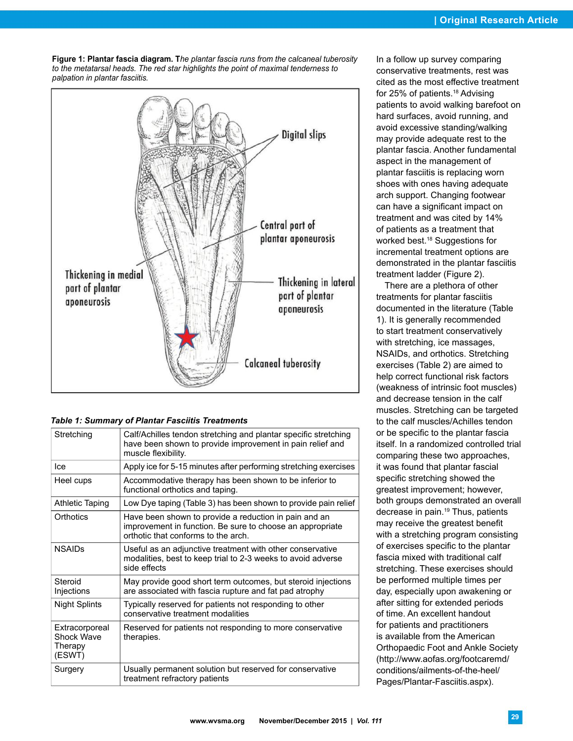**Figure 1: Plantar fascia diagram.** *The plantar fascia runs from the calcaneal tuberosity to the metatarsal heads. The red star highlights the point of maximal tenderness to palpation in plantar fasciitis.*

***Table 1: Summary of Plantar Fasciitis Treatments***

| | |
|---|---|
| Stretching | Calf/Achilles tendon stretching and plantar specific stretching have been shown to provide improvement in pain relief and muscle flexibility. |
| Ice | Apply ice for 5-15 minutes after performing stretching exercises |
| Heel cups | Accommodative therapy has been shown to be inferior to functional orthotics and taping. |
| Athletic Taping | Low Dye taping (Table 3) has been shown to provide pain relief |
| Orthotics | Have been shown to provide a reduction in pain and an improvement in function. Be sure to choose an appropriate orthotic that conforms to the arch. |
| NSAIDs | Useful as an adjunctive treatment with other conservative modalities, best to keep trial to 2-3 weeks to avoid adverse side effects |
| Steroid Injections | May provide good short term outcomes, but steroid injections are associated with fascia rupture and fat pad atrophy |
| Night Splints | Typically reserved for patients not responding to other conservative treatment modalities |
| Extracorporeal Shock Wave Therapy (ESWT) | Reserved for patients not responding to more conservative therapies. |
| Surgery | Usually permanent solution but reserved for conservative treatment refractory patients |

In a follow up survey comparing conservative treatments, rest was cited as the most effective treatment for 25% of patients.[18] Advising patients to avoid walking barefoot on hard surfaces, avoid running, and avoid excessive standing/walking may provide adequate rest to the plantar fascia. Another fundamental aspect in the management of plantar fasciitis is replacing worn shoes with ones having adequate arch support. Changing footwear can have a significant impact on treatment and was cited by 14% of patients as a treatment that worked best.[18] Suggestions for incremental treatment options are demonstrated in the plantar fasciitis treatment ladder (Figure 2).

There are a plethora of other treatments for plantar fasciitis documented in the literature (Table 1). It is generally recommended to start treatment conservatively with stretching, ice massages, NSAIDs, and orthotics. Stretching exercises (Table 2) are aimed to help correct functional risk factors (weakness of intrinsic foot muscles) and decrease tension in the calf muscles. Stretching can be targeted to the calf muscles/Achilles tendon or be specific to the plantar fascia itself. In a randomized controlled trial comparing these two approaches, it was found that plantar fascial specific stretching showed the greatest improvement; however, both groups demonstrated an overall decrease in pain.[19] Thus, patients may receive the greatest benefit with a stretching program consisting of exercises specific to the plantar fascia mixed with traditional calf stretching. These exercises should be performed multiple times per day, especially upon awakening or after sitting for extended periods of time. An excellent handout for patients and practitioners is available from the American Orthopaedic Foot and Ankle Society (http://www.aofas.org/footcaremd/conditions/ailments-of-the-heel/Pages/Plantar-Fasciitis.aspx).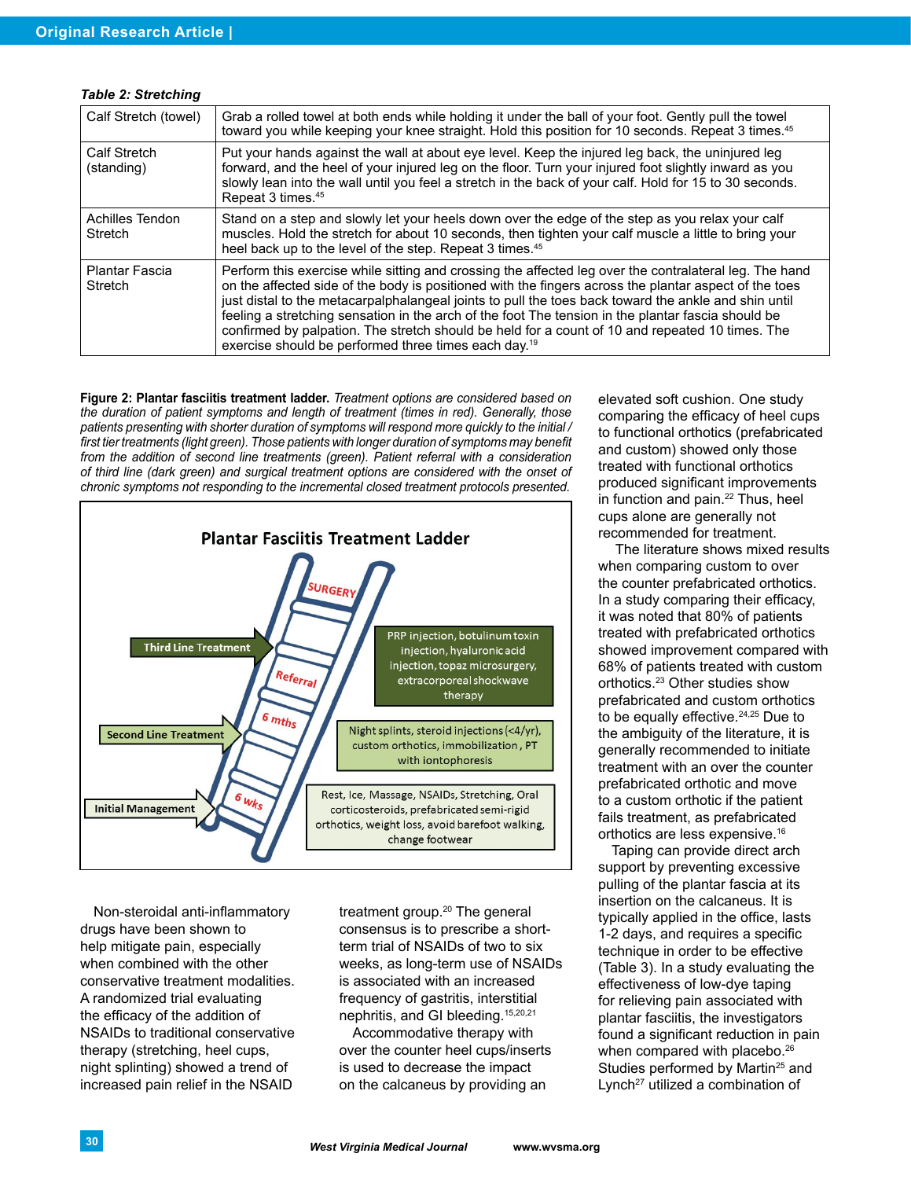*Table 2: Stretching*

| | |
|---|---|
| Calf Stretch (towel) | Grab a rolled towel at both ends while holding it under the ball of your foot. Gently pull the towel toward you while keeping your knee straight. Hold this position for 10 seconds. Repeat 3 times.[45] |
| Calf Stretch (standing) | Put your hands against the wall at about eye level. Keep the injured leg back, the uninjured leg forward, and the heel of your injured leg on the floor. Turn your injured foot slightly inward as you slowly lean into the wall until you feel a stretch in the back of your calf. Hold for 15 to 30 seconds. Repeat 3 times.[45] |
| Achilles Tendon Stretch | Stand on a step and slowly let your heels down over the edge of the step as you relax your calf muscles. Hold the stretch for about 10 seconds, then tighten your calf muscle a little to bring your heel back up to the level of the step. Repeat 3 times.[45] |
| Plantar Fascia Stretch | Perform this exercise while sitting and crossing the affected leg over the contralateral leg. The hand on the affected side of the body is positioned with the fingers across the plantar aspect of the toes just distal to the metacarpalphalangeal joints to pull the toes back toward the ankle and shin until feeling a stretching sensation in the arch of the foot The tension in the plantar fascia should be confirmed by palpation. The stretch should be held for a count of 10 and repeated 10 times. The exercise should be performed three times each day.[19] |

**Figure 2: Plantar fasciitis treatment ladder.** *Treatment options are considered based on the duration of patient symptoms and length of treatment (times in red). Generally, those patients presenting with shorter duration of symptoms will respond more quickly to the initial / first tier treatments (light green). Those patients with longer duration of symptoms may benefit from the addition of second line treatments (green). Patient referral with a consideration of third line (dark green) and surgical treatment options are considered with the onset of chronic symptoms not responding to the incremental closed treatment protocols presented.*

**Plantar Fasciitis Treatment Ladder**

| Step | Time | Treatments |
|---|---|---|
| Surgery | | |
| Third Line Treatment | Referral | PRP injection, botulinum toxin injection, hyaluronic acid injection, topaz microsurgery, extracorporeal shockwave therapy |
| Second Line Treatment | 6 mths | Night splints, steroid injections (<4/yr), custom orthotics, immobilization, PT with iontophoresis |
| Initial Management | 6 wks | Rest, Ice, Massage, NSAIDs, Stretching, Oral corticosteroids, prefabricated semi-rigid orthotics, weight loss, avoid barefoot walking, change footwear |

Non-steroidal anti-inflammatory drugs have been shown to help mitigate pain, especially when combined with the other conservative treatment modalities. A randomized trial evaluating the efficacy of the addition of NSAIDs to traditional conservative therapy (stretching, heel cups, night splinting) showed a trend of increased pain relief in the NSAID treatment group.[20] The general consensus is to prescribe a short-term trial of NSAIDs of two to six weeks, as long-term use of NSAIDs is associated with an increased frequency of gastritis, interstitial nephritis, and GI bleeding.[15,20,21]

Accommodative therapy with over the counter heel cups/inserts is used to decrease the impact on the calcaneus by providing an elevated soft cushion. One study comparing the efficacy of heel cups to functional orthotics (prefabricated and custom) showed only those treated with functional orthotics produced significant improvements in function and pain.[22] Thus, heel cups alone are generally not recommended for treatment.

The literature shows mixed results when comparing custom to over the counter prefabricated orthotics. In a study comparing their efficacy, it was noted that 80% of patients treated with prefabricated orthotics showed improvement compared with 68% of patients treated with custom orthotics.[23] Other studies show prefabricated and custom orthotics to be equally effective.[24,25] Due to the ambiguity of the literature, it is generally recommended to initiate treatment with an over the counter prefabricated orthotic and move to a custom orthotic if the patient fails treatment, as prefabricated orthotics are less expensive.[16]

Taping can provide direct arch support by preventing excessive pulling of the plantar fascia at its insertion on the calcaneus. It is typically applied in the office, lasts 1-2 days, and requires a specific technique in order to be effective (Table 3). In a study evaluating the effectiveness of low-dye taping for relieving pain associated with plantar fasciitis, the investigators found a significant reduction in pain when compared with placebo.[26] Studies performed by Martin[25] and Lynch[27] utilized a combination of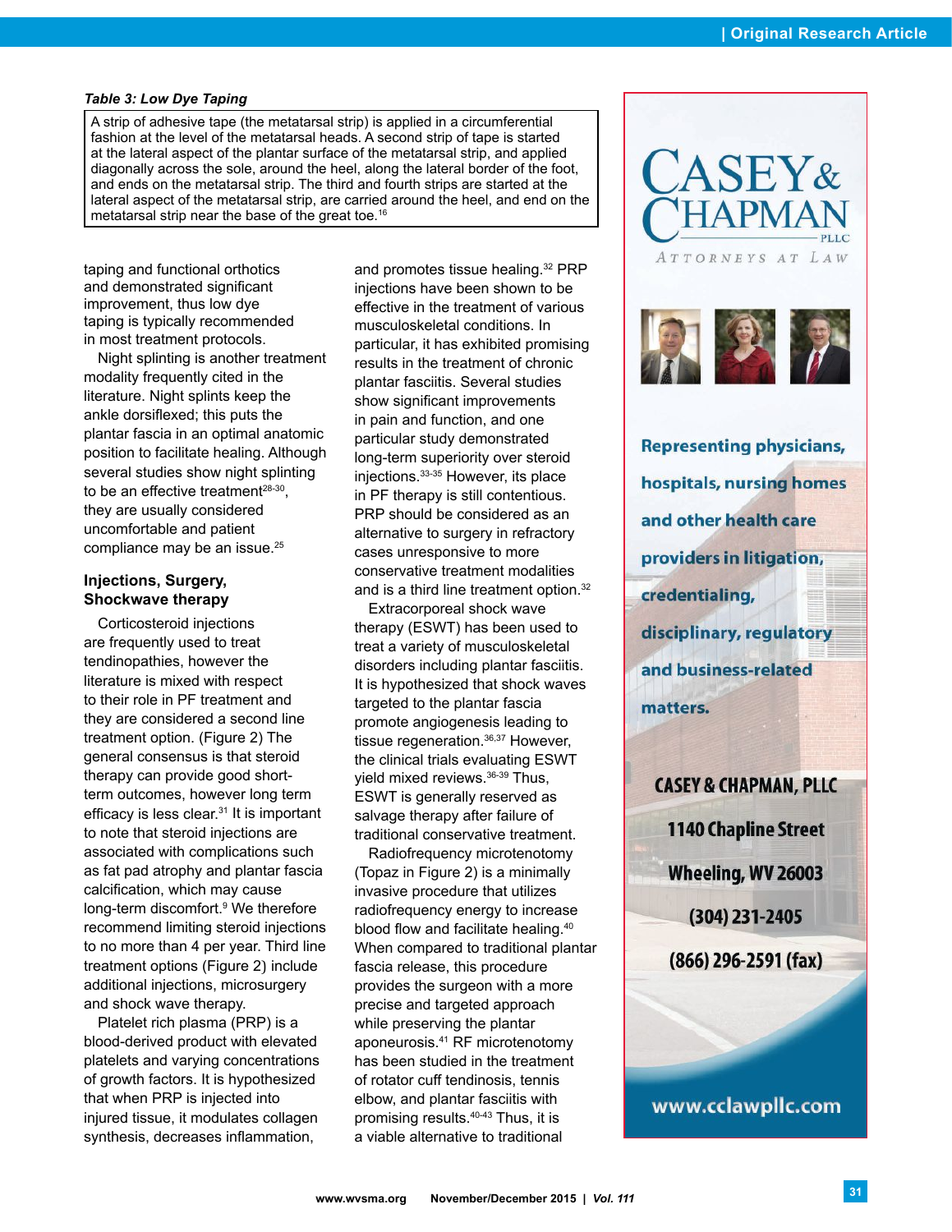*Table 3: Low Dye Taping*

| A strip of adhesive tape (the metatarsal strip) is applied in a circumferential fashion at the level of the metatarsal heads. A second strip of tape is started at the lateral aspect of the plantar surface of the metatarsal strip, and applied diagonally across the sole, around the heel, along the lateral border of the foot, and ends on the metatarsal strip. The third and fourth strips are started at the lateral aspect of the metatarsal strip, are carried around the heel, and end on the metatarsal strip near the base of the great toe.[16] |
|---|

taping and functional orthotics and demonstrated significant improvement, thus low dye taping is typically recommended in most treatment protocols.

Night splinting is another treatment modality frequently cited in the literature. Night splints keep the ankle dorsiflexed; this puts the plantar fascia in an optimal anatomic position to facilitate healing. Although several studies show night splinting to be an effective treatment[28-30], they are usually considered uncomfortable and patient compliance may be an issue.[25]

### Injections, Surgery, Shockwave therapy

Corticosteroid injections are frequently used to treat tendinopathies, however the literature is mixed with respect to their role in PF treatment and they are considered a second line treatment option. (Figure 2) The general consensus is that steroid therapy can provide good short-term outcomes, however long term efficacy is less clear.[31] It is important to note that steroid injections are associated with complications such as fat pad atrophy and plantar fascia calcification, which may cause long-term discomfort.[9] We therefore recommend limiting steroid injections to no more than 4 per year. Third line treatment options (Figure 2) include additional injections, microsurgery and shock wave therapy.

Platelet rich plasma (PRP) is a blood-derived product with elevated platelets and varying concentrations of growth factors. It is hypothesized that when PRP is injected into injured tissue, it modulates collagen synthesis, decreases inflammation, and promotes tissue healing.[32] PRP injections have been shown to be effective in the treatment of various musculoskeletal conditions. In particular, it has exhibited promising results in the treatment of chronic plantar fasciitis. Several studies show significant improvements in pain and function, and one particular study demonstrated long-term superiority over steroid injections.[33-35] However, its place in PF therapy is still contentious. PRP should be considered as an alternative to surgery in refractory cases unresponsive to more conservative treatment modalities and is a third line treatment option.[32]

Extracorporeal shock wave therapy (ESWT) has been used to treat a variety of musculoskeletal disorders including plantar fasciitis. It is hypothesized that shock waves targeted to the plantar fascia promote angiogenesis leading to tissue regeneration.[36,37] However, the clinical trials evaluating ESWT yield mixed reviews.[36-39] Thus, ESWT is generally reserved as salvage therapy after failure of traditional conservative treatment.

Radiofrequency microtenotomy (Topaz in Figure 2) is a minimally invasive procedure that utilizes radiofrequency energy to increase blood flow and facilitate healing.[40] When compared to traditional plantar fascia release, this procedure provides the surgeon with a more precise and targeted approach while preserving the plantar aponeurosis.[41] RF microtenotomy has been studied in the treatment of rotator cuff tendinosis, tennis elbow, and plantar fasciitis with promising results.[40-43] Thus, it is a viable alternative to traditional

CASEY & CHAPMAN PLLC
ATTORNEYS AT LAW

Representing physicians, hospitals, nursing homes and other health care providers in litigation, credentialing, disciplinary, regulatory and business-related matters.

CASEY & CHAPMAN, PLLC
1140 Chapline Street
Wheeling, WV 26003
(304) 231-2405
(866) 296-2591 (fax)

www.cclawpllc.com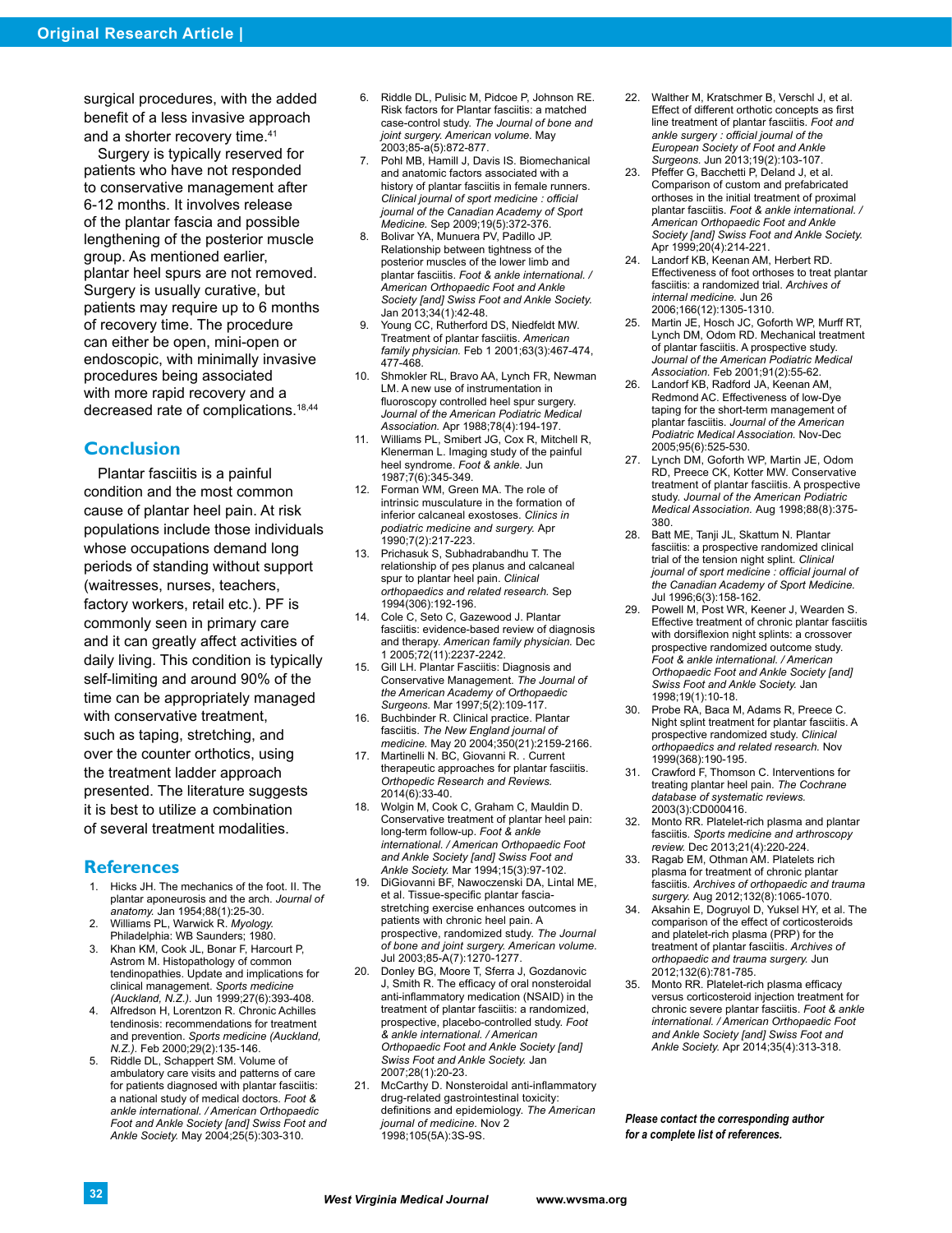surgical procedures, with the added benefit of a less invasive approach and a shorter recovery time.[41]

Surgery is typically reserved for patients who have not responded to conservative management after 6-12 months. It involves release of the plantar fascia and possible lengthening of the posterior muscle group. As mentioned earlier, plantar heel spurs are not removed. Surgery is usually curative, but patients may require up to 6 months of recovery time. The procedure can either be open, mini-open or endoscopic, with minimally invasive procedures being associated with more rapid recovery and a decreased rate of complications.[18,44]

## Conclusion

Plantar fasciitis is a painful condition and the most common cause of plantar heel pain. At risk populations include those individuals whose occupations demand long periods of standing without support (waitresses, nurses, teachers, factory workers, retail etc.). PF is commonly seen in primary care and it can greatly affect activities of daily living. This condition is typically self-limiting and around 90% of the time can be appropriately managed with conservative treatment, such as taping, stretching, and over the counter orthotics, using the treatment ladder approach presented. The literature suggests it is best to utilize a combination of several treatment modalities.

## References

1. Hicks JH. The mechanics of the foot. II. The plantar aponeurosis and the arch. *Journal of anatomy.* Jan 1954;88(1):25-30.
2. Williams PL, Warwick R. *Myology.* Philadelphia: WB Saunders; 1980.
3. Khan KM, Cook JL, Bonar F, Harcourt P, Astrom M. Histopathology of common tendinopathies. Update and implications for clinical management. *Sports medicine (Auckland, N.Z.).* Jun 1999;27(6):393-408.
4. Alfredson H, Lorentzon R. Chronic Achilles tendinosis: recommendations for treatment and prevention. *Sports medicine (Auckland, N.Z.).* Feb 2000;29(2):135-146.
5. Riddle DL, Schappert SM. Volume of ambulatory care visits and patterns of care for patients diagnosed with plantar fasciitis: a national study of medical doctors. *Foot & ankle international. / American Orthopaedic Foot and Ankle Society [and] Swiss Foot and Ankle Society.* May 2004;25(5):303-310.
6. Riddle DL, Pulisic M, Pidcoe P, Johnson RE. Risk factors for Plantar fasciitis: a matched case-control study. *The Journal of bone and joint surgery. American volume.* May 2003;85-a(5):872-877.
7. Pohl MB, Hamill J, Davis IS. Biomechanical and anatomic factors associated with a history of plantar fasciitis in female runners. *Clinical journal of sport medicine : official journal of the Canadian Academy of Sport Medicine.* Sep 2009;19(5):372-376.
8. Bolivar YA, Munuera PV, Padillo JP. Relationship between tightness of the posterior muscles of the lower limb and plantar fasciitis. *Foot & ankle international. / American Orthopaedic Foot and Ankle Society [and] Swiss Foot and Ankle Society.* Jan 2013;34(1):42-48.
9. Young CC, Rutherford DS, Niedfeldt MW. Treatment of plantar fasciitis. *American family physician.* Feb 1 2001;63(3):467-474, 477-468.
10. Shmokler RL, Bravo AA, Lynch FR, Newman LM. A new use of instrumentation in fluoroscopy controlled heel spur surgery. *Journal of the American Podiatric Medical Association.* Apr 1988;78(4):194-197.
11. Williams PL, Smibert JG, Cox R, Mitchell R, Klenerman L. Imaging study of the painful heel syndrome. *Foot & ankle.* Jun 1987;7(6):345-349.
12. Forman WM, Green MA. The role of intrinsic musculature in the formation of inferior calcaneal exostoses. *Clinics in podiatric medicine and surgery.* Apr 1990;7(2):217-223.
13. Prichasuk S, Subhadrabandhu T. The relationship of pes planus and calcaneal spur to plantar heel pain. *Clinical orthopaedics and related research.* Sep 1994(306):192-196.
14. Cole C, Seto C, Gazewood J. Plantar fasciitis: evidence-based review of diagnosis and therapy. *American family physician.* Dec 1 2005;72(11):2237-2242.
15. Gill LH. Plantar Fasciitis: Diagnosis and Conservative Management. *The Journal of the American Academy of Orthopaedic Surgeons.* Mar 1997;5(2):109-117.
16. Buchbinder R. Clinical practice. Plantar fasciitis. *The New England journal of medicine.* May 20 2004;350(21):2159-2166.
17. Martinelli N. BC, Giovanni R. . Current therapeutic approaches for plantar fasciitis. *Orthopedic Research and Reviews.* 2014(6):33-40.
18. Wolgin M, Cook C, Graham C, Mauldin D. Conservative treatment of plantar heel pain: long-term follow-up. *Foot & ankle international. / American Orthopaedic Foot and Ankle Society [and] Swiss Foot and Ankle Society.* Mar 1994;15(3):97-102.
19. DiGiovanni BF, Nawoczenski DA, Lintal ME, et al. Tissue-specific plantar fascia-stretching exercise enhances outcomes in patients with chronic heel pain. A prospective, randomized study. *The Journal of bone and joint surgery. American volume.* Jul 2003;85-A(7):1270-1277.
20. Donley BG, Moore T, Sferra J, Gozdanovic J, Smith R. The efficacy of oral nonsteroidal anti-inflammatory medication (NSAID) in the treatment of plantar fasciitis: a randomized, prospective, placebo-controlled study. *Foot & ankle international. / American Orthopaedic Foot and Ankle Society [and] Swiss Foot and Ankle Society.* Jan 2007;28(1):20-23.
21. McCarthy D. Nonsteroidal anti-inflammatory drug-related gastrointestinal toxicity: definitions and epidemiology. *The American journal of medicine.* Nov 2 1998;105(5A):3S-9S.
22. Walther M, Kratschmer B, Verschl J, et al. Effect of different orthotic concepts as first line treatment of plantar fasciitis. *Foot and ankle surgery : official journal of the European Society of Foot and Ankle Surgeons.* Jun 2013;19(2):103-107.
23. Pfeffer G, Bacchetti P, Deland J, et al. Comparison of custom and prefabricated orthoses in the initial treatment of proximal plantar fasciitis. *Foot & ankle international. / American Orthopaedic Foot and Ankle Society [and] Swiss Foot and Ankle Society.* Apr 1999;20(4):214-221.
24. Landorf KB, Keenan AM, Herbert RD. Effectiveness of foot orthoses to treat plantar fasciitis: a randomized trial. *Archives of internal medicine.* Jun 26 2006;166(12):1305-1310.
25. Martin JE, Hosch JC, Goforth WP, Murff RT, Lynch DM, Odom RD. Mechanical treatment of plantar fasciitis. A prospective study. *Journal of the American Podiatric Medical Association.* Feb 2001;91(2):55-62.
26. Landorf KB, Radford JA, Keenan AM, Redmond AC. Effectiveness of low-Dye taping for the short-term management of plantar fasciitis. *Journal of the American Podiatric Medical Association.* Nov-Dec 2005;95(6):525-530.
27. Lynch DM, Goforth WP, Martin JE, Odom RD, Preece CK, Kotter MW. Conservative treatment of plantar fasciitis. A prospective study. *Journal of the American Podiatric Medical Association.* Aug 1998;88(8):375-380.
28. Batt ME, Tanji JL, Skattum N. Plantar fasciitis: a prospective randomized clinical trial of the tension night splint. *Clinical journal of sport medicine : official journal of the Canadian Academy of Sport Medicine.* Jul 1996;6(3):158-162.
29. Powell M, Post WR, Keener J, Wearden S. Effective treatment of chronic plantar fasciitis with dorsiflexion night splints: a crossover prospective randomized outcome study. *Foot & ankle international. / American Orthopaedic Foot and Ankle Society [and] Swiss Foot and Ankle Society.* Jan 1998;19(1):10-18.
30. Probe RA, Baca M, Adams R, Preece C. Night splint treatment for plantar fasciitis. A prospective randomized study. *Clinical orthopaedics and related research.* Nov 1999(368):190-195.
31. Crawford F, Thomson C. Interventions for treating plantar heel pain. *The Cochrane database of systematic reviews.* 2003(3):CD000416.
32. Monto RR. Platelet-rich plasma and plantar fasciitis. *Sports medicine and arthroscopy review.* Dec 2013;21(4):220-224.
33. Ragab EM, Othman AM. Platelets rich plasma for treatment of chronic plantar fasciitis. *Archives of orthopaedic and trauma surgery.* Aug 2012;132(8):1065-1070.
34. Aksahin E, Dogruyol D, Yuksel HY, et al. The comparison of the effect of corticosteroids and platelet-rich plasma (PRP) for the treatment of plantar fasciitis. *Archives of orthopaedic and trauma surgery.* Jun 2012;132(6):781-785.
35. Monto RR. Platelet-rich plasma efficacy versus corticosteroid injection treatment for chronic severe plantar fasciitis. *Foot & ankle international. / American Orthopaedic Foot and Ankle Society [and] Swiss Foot and Ankle Society.* Apr 2014;35(4):313-318.

***Please contact the corresponding author for a complete list of references.***